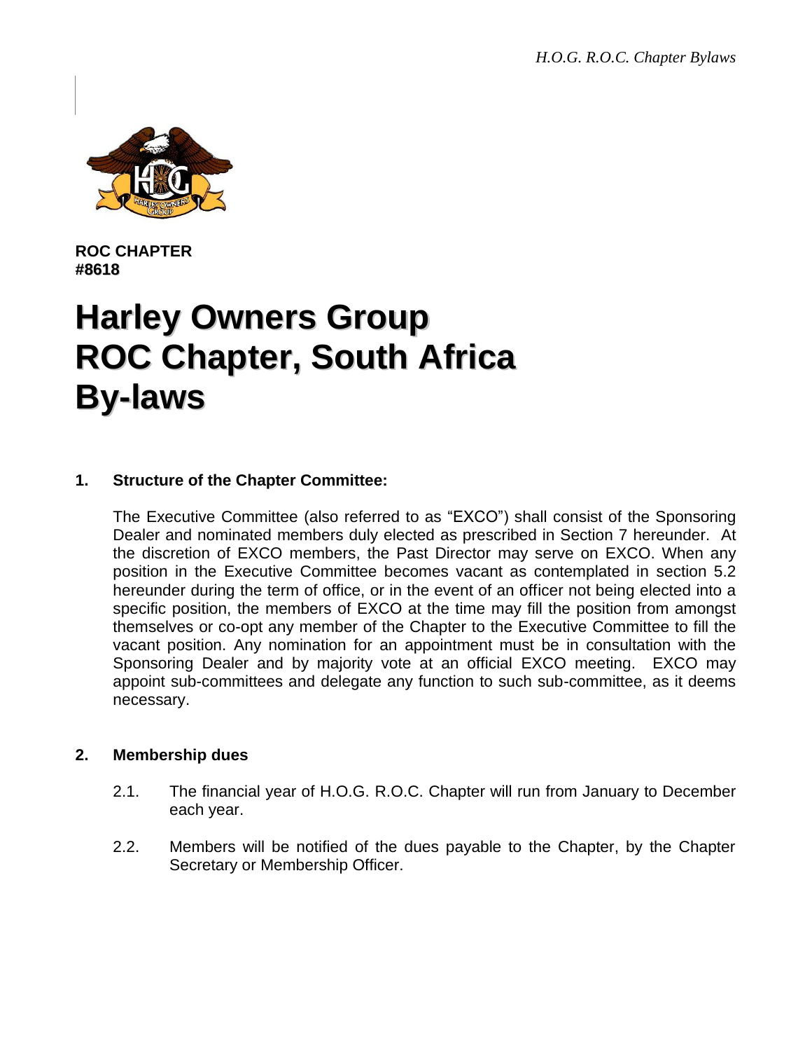**ROC CHAPTER**
**#8618**

# Harley Owners Group ROC Chapter, South Africa By-laws

## 1. Structure of the Chapter Committee:

The Executive Committee (also referred to as "EXCO") shall consist of the Sponsoring Dealer and nominated members duly elected as prescribed in Section 7 hereunder. At the discretion of EXCO members, the Past Director may serve on EXCO. When any position in the Executive Committee becomes vacant as contemplated in section 5.2 hereunder during the term of office, or in the event of an officer not being elected into a specific position, the members of EXCO at the time may fill the position from amongst themselves or co-opt any member of the Chapter to the Executive Committee to fill the vacant position. Any nomination for an appointment must be in consultation with the Sponsoring Dealer and by majority vote at an official EXCO meeting. EXCO may appoint sub-committees and delegate any function to such sub-committee, as it deems necessary.

## 2. Membership dues

2.1. The financial year of H.O.G. R.O.C. Chapter will run from January to December each year.

2.2. Members will be notified of the dues payable to the Chapter, by the Chapter Secretary or Membership Officer.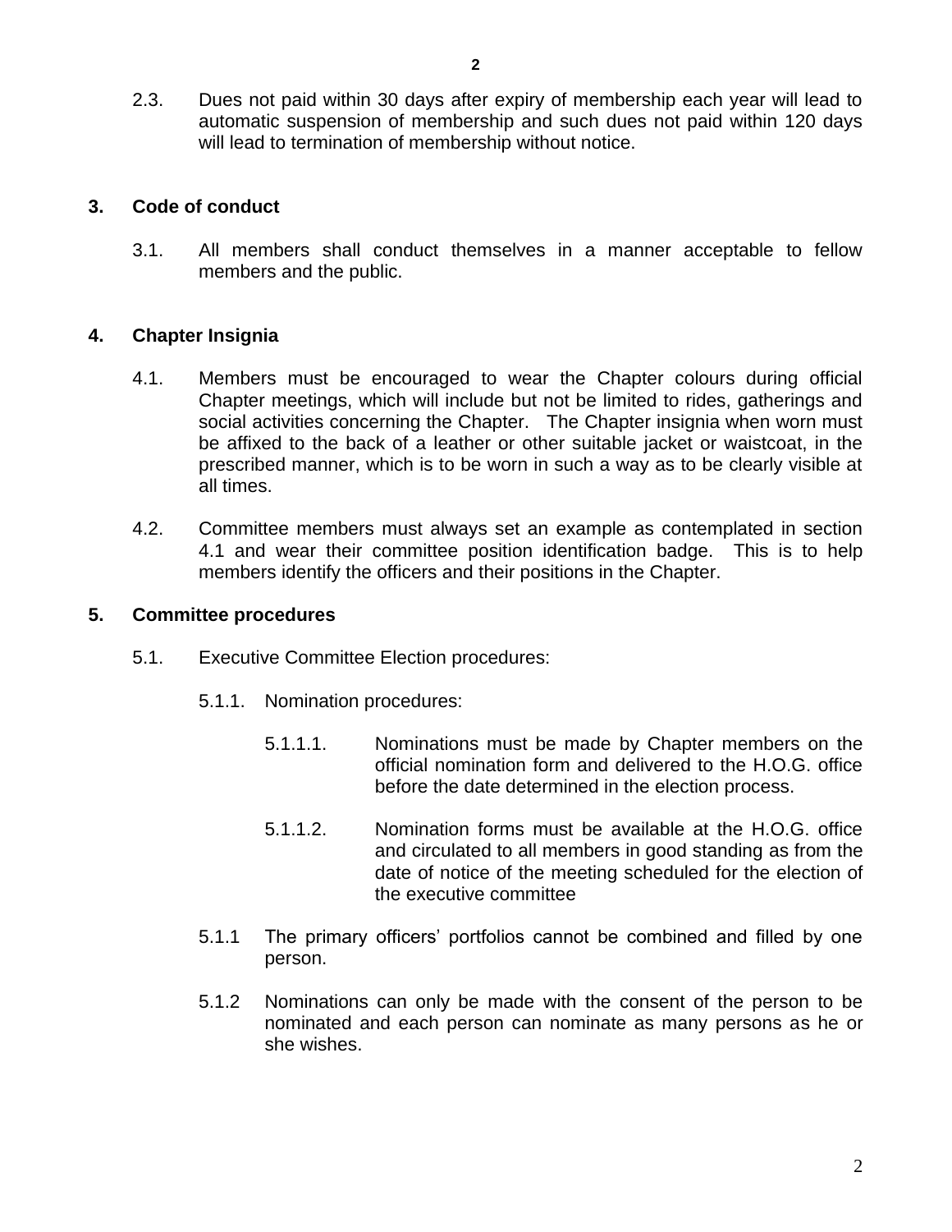2.3. Dues not paid within 30 days after expiry of membership each year will lead to automatic suspension of membership and such dues not paid within 120 days will lead to termination of membership without notice.

## 3. Code of conduct

3.1. All members shall conduct themselves in a manner acceptable to fellow members and the public.

## 4. Chapter Insignia

4.1. Members must be encouraged to wear the Chapter colours during official Chapter meetings, which will include but not be limited to rides, gatherings and social activities concerning the Chapter. The Chapter insignia when worn must be affixed to the back of a leather or other suitable jacket or waistcoat, in the prescribed manner, which is to be worn in such a way as to be clearly visible at all times.

4.2. Committee members must always set an example as contemplated in section 4.1 and wear their committee position identification badge. This is to help members identify the officers and their positions in the Chapter.

## 5. Committee procedures

5.1. Executive Committee Election procedures:

5.1.1. Nomination procedures:

5.1.1.1. Nominations must be made by Chapter members on the official nomination form and delivered to the H.O.G. office before the date determined in the election process.

5.1.1.2. Nomination forms must be available at the H.O.G. office and circulated to all members in good standing as from the date of notice of the meeting scheduled for the election of the executive committee

5.1.1 The primary officers' portfolios cannot be combined and filled by one person.

5.1.2 Nominations can only be made with the consent of the person to be nominated and each person can nominate as many persons as he or she wishes.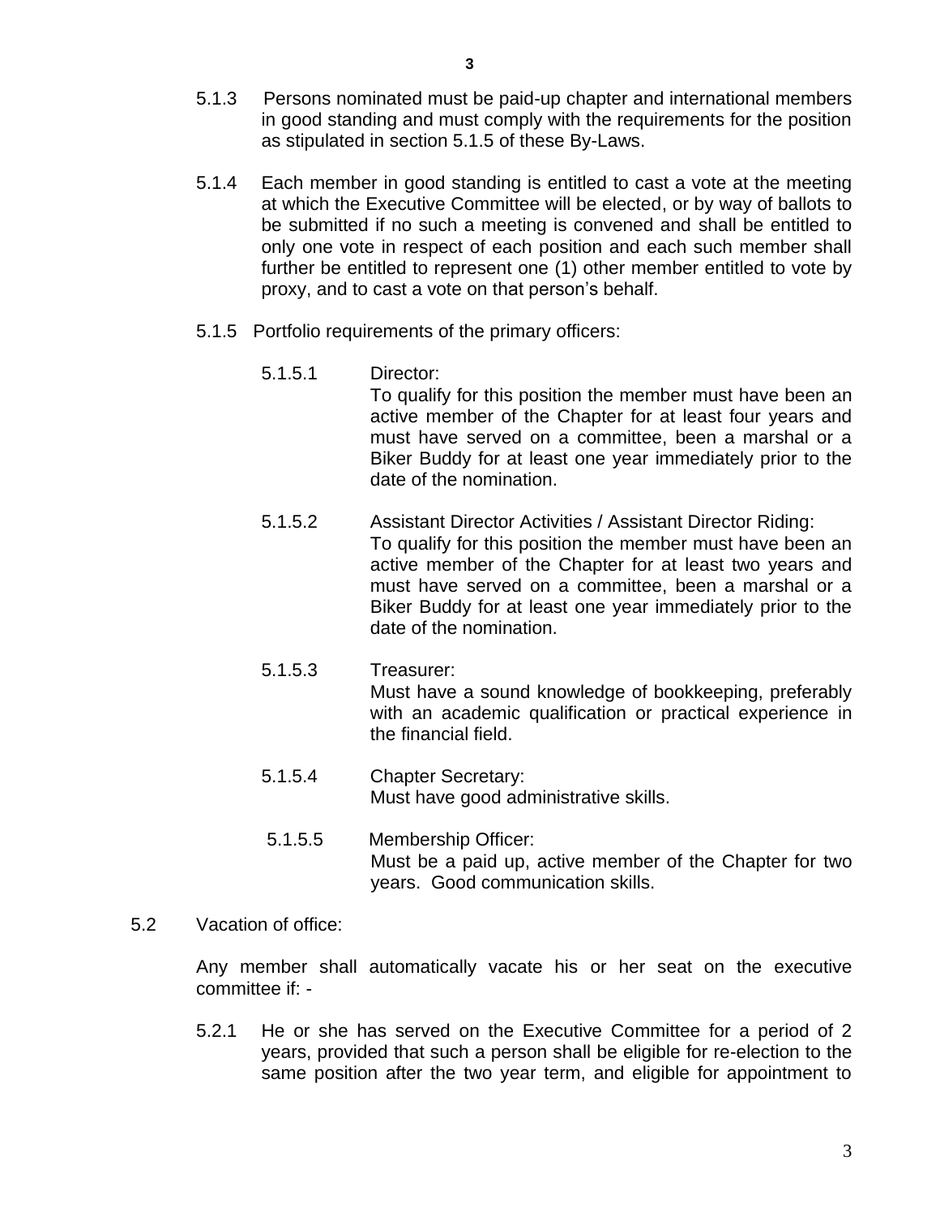5.1.3 Persons nominated must be paid-up chapter and international members in good standing and must comply with the requirements for the position as stipulated in section 5.1.5 of these By-Laws.

5.1.4 Each member in good standing is entitled to cast a vote at the meeting at which the Executive Committee will be elected, or by way of ballots to be submitted if no such a meeting is convened and shall be entitled to only one vote in respect of each position and each such member shall further be entitled to represent one (1) other member entitled to vote by proxy, and to cast a vote on that person's behalf.

5.1.5 Portfolio requirements of the primary officers:

5.1.5.1 Director:
To qualify for this position the member must have been an active member of the Chapter for at least four years and must have served on a committee, been a marshal or a Biker Buddy for at least one year immediately prior to the date of the nomination.

5.1.5.2 Assistant Director Activities / Assistant Director Riding:
To qualify for this position the member must have been an active member of the Chapter for at least two years and must have served on a committee, been a marshal or a Biker Buddy for at least one year immediately prior to the date of the nomination.

5.1.5.3 Treasurer:
Must have a sound knowledge of bookkeeping, preferably with an academic qualification or practical experience in the financial field.

5.1.5.4 Chapter Secretary:
Must have good administrative skills.

5.1.5.5 Membership Officer:
Must be a paid up, active member of the Chapter for two years. Good communication skills.

5.2 Vacation of office:

Any member shall automatically vacate his or her seat on the executive committee if: -

5.2.1 He or she has served on the Executive Committee for a period of 2 years, provided that such a person shall be eligible for re-election to the same position after the two year term, and eligible for appointment to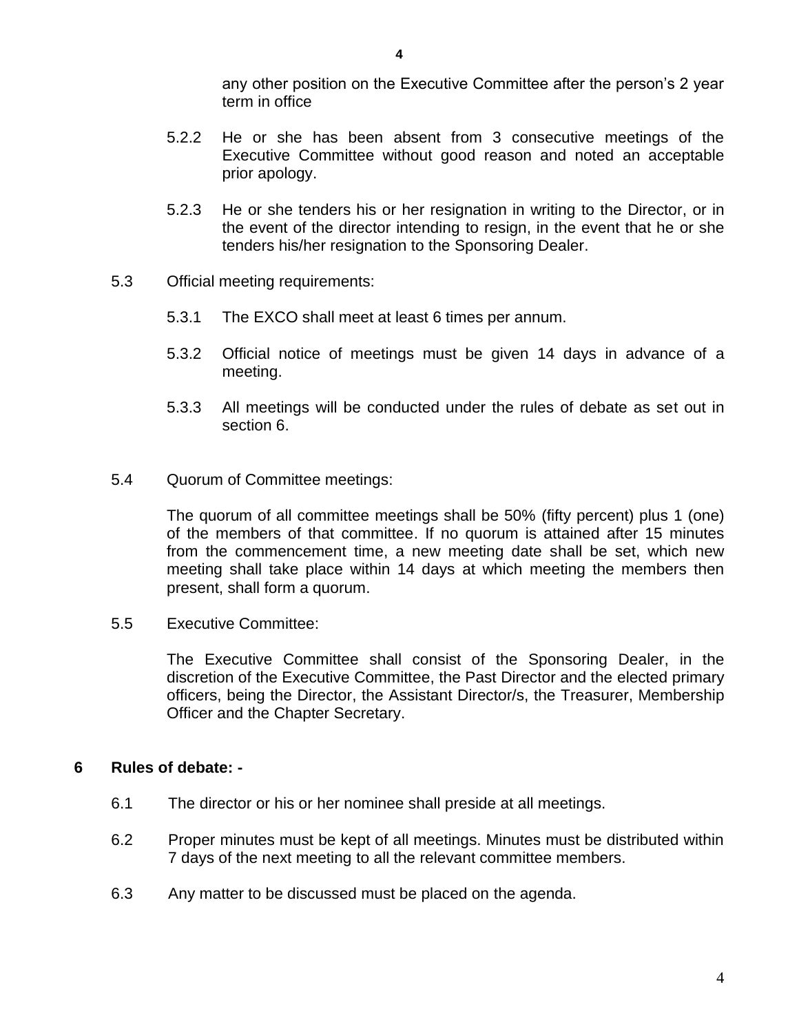any other position on the Executive Committee after the person's 2 year term in office

5.2.2 He or she has been absent from 3 consecutive meetings of the Executive Committee without good reason and noted an acceptable prior apology.

5.2.3 He or she tenders his or her resignation in writing to the Director, or in the event of the director intending to resign, in the event that he or she tenders his/her resignation to the Sponsoring Dealer.

5.3 Official meeting requirements:

5.3.1 The EXCO shall meet at least 6 times per annum.

5.3.2 Official notice of meetings must be given 14 days in advance of a meeting.

5.3.3 All meetings will be conducted under the rules of debate as set out in section 6.

5.4 Quorum of Committee meetings:

The quorum of all committee meetings shall be 50% (fifty percent) plus 1 (one) of the members of that committee. If no quorum is attained after 15 minutes from the commencement time, a new meeting date shall be set, which new meeting shall take place within 14 days at which meeting the members then present, shall form a quorum.

5.5 Executive Committee:

The Executive Committee shall consist of the Sponsoring Dealer, in the discretion of the Executive Committee, the Past Director and the elected primary officers, being the Director, the Assistant Director/s, the Treasurer, Membership Officer and the Chapter Secretary.

## 6 Rules of debate: -

6.1 The director or his or her nominee shall preside at all meetings.

6.2 Proper minutes must be kept of all meetings. Minutes must be distributed within 7 days of the next meeting to all the relevant committee members.

6.3 Any matter to be discussed must be placed on the agenda.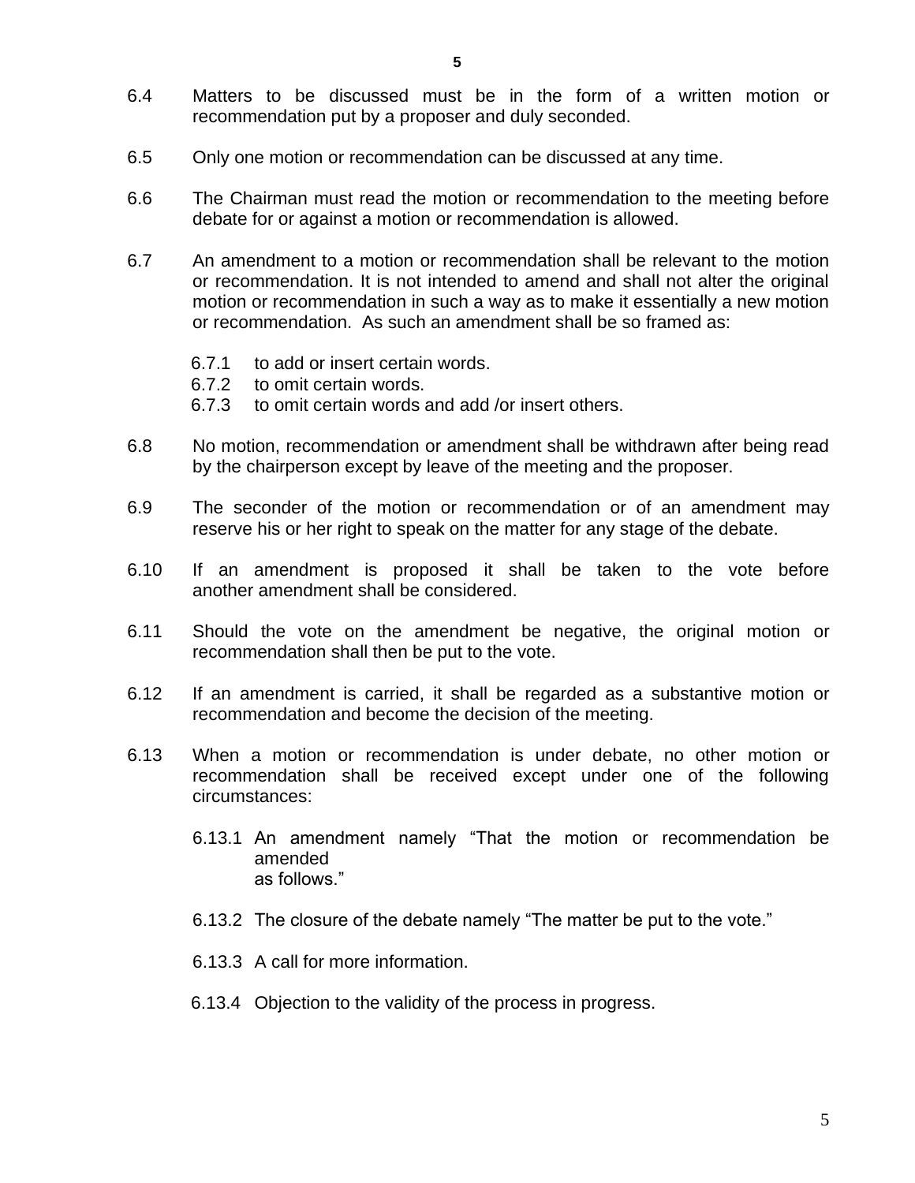6.4 Matters to be discussed must be in the form of a written motion or recommendation put by a proposer and duly seconded.

6.5 Only one motion or recommendation can be discussed at any time.

6.6 The Chairman must read the motion or recommendation to the meeting before debate for or against a motion or recommendation is allowed.

6.7 An amendment to a motion or recommendation shall be relevant to the motion or recommendation. It is not intended to amend and shall not alter the original motion or recommendation in such a way as to make it essentially a new motion or recommendation. As such an amendment shall be so framed as:

- 6.7.1 to add or insert certain words.
- 6.7.2 to omit certain words.
- 6.7.3 to omit certain words and add /or insert others.

6.8 No motion, recommendation or amendment shall be withdrawn after being read by the chairperson except by leave of the meeting and the proposer.

6.9 The seconder of the motion or recommendation or of an amendment may reserve his or her right to speak on the matter for any stage of the debate.

6.10 If an amendment is proposed it shall be taken to the vote before another amendment shall be considered.

6.11 Should the vote on the amendment be negative, the original motion or recommendation shall then be put to the vote.

6.12 If an amendment is carried, it shall be regarded as a substantive motion or recommendation and become the decision of the meeting.

6.13 When a motion or recommendation is under debate, no other motion or recommendation shall be received except under one of the following circumstances:

- 6.13.1 An amendment namely "That the motion or recommendation be amended as follows."
- 6.13.2 The closure of the debate namely "The matter be put to the vote."
- 6.13.3 A call for more information.
- 6.13.4 Objection to the validity of the process in progress.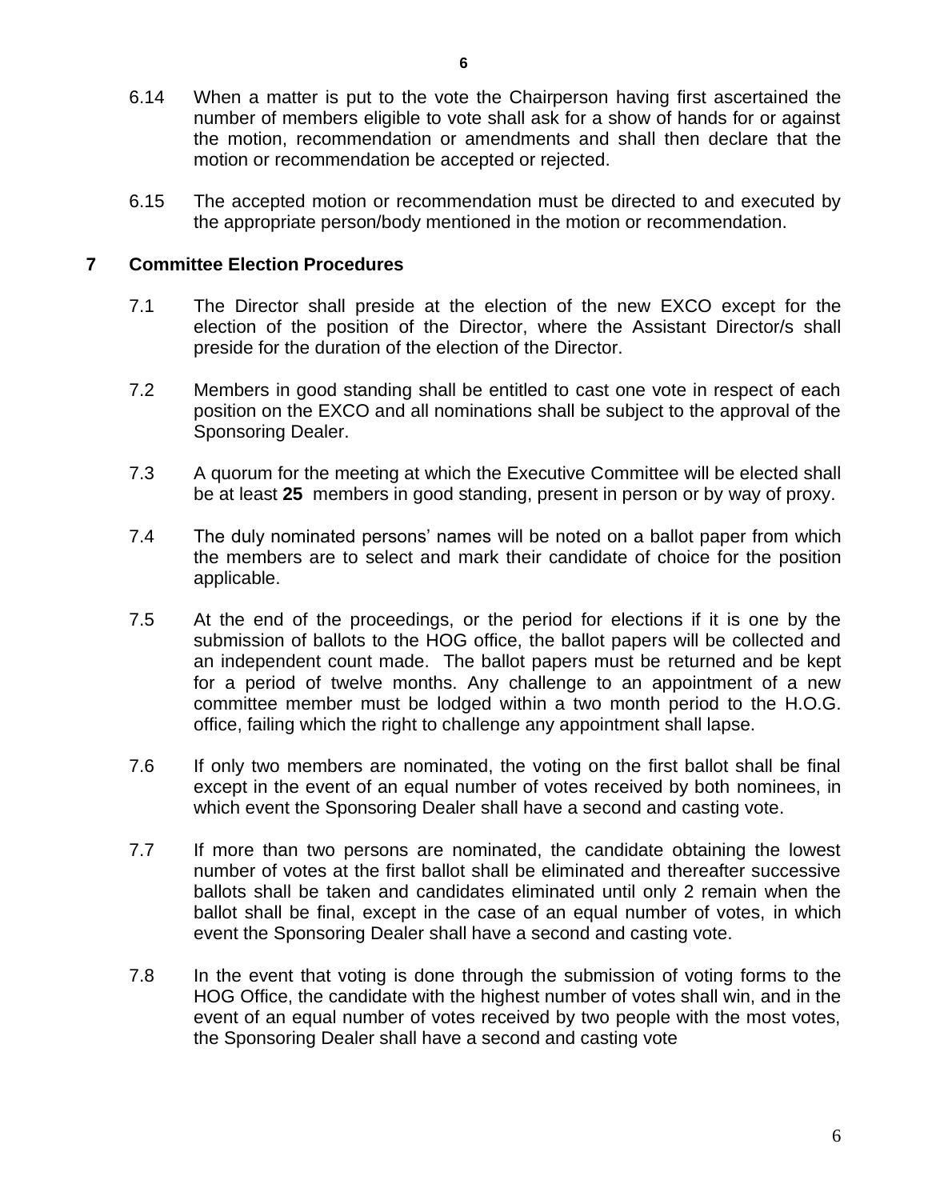6.14 When a matter is put to the vote the Chairperson having first ascertained the number of members eligible to vote shall ask for a show of hands for or against the motion, recommendation or amendments and shall then declare that the motion or recommendation be accepted or rejected.

6.15 The accepted motion or recommendation must be directed to and executed by the appropriate person/body mentioned in the motion or recommendation.

## 7 Committee Election Procedures

7.1 The Director shall preside at the election of the new EXCO except for the election of the position of the Director, where the Assistant Director/s shall preside for the duration of the election of the Director.

7.2 Members in good standing shall be entitled to cast one vote in respect of each position on the EXCO and all nominations shall be subject to the approval of the Sponsoring Dealer.

7.3 A quorum for the meeting at which the Executive Committee will be elected shall be at least **25** members in good standing, present in person or by way of proxy.

7.4 The duly nominated persons' names will be noted on a ballot paper from which the members are to select and mark their candidate of choice for the position applicable.

7.5 At the end of the proceedings, or the period for elections if it is one by the submission of ballots to the HOG office, the ballot papers will be collected and an independent count made. The ballot papers must be returned and be kept for a period of twelve months. Any challenge to an appointment of a new committee member must be lodged within a two month period to the H.O.G. office, failing which the right to challenge any appointment shall lapse.

7.6 If only two members are nominated, the voting on the first ballot shall be final except in the event of an equal number of votes received by both nominees, in which event the Sponsoring Dealer shall have a second and casting vote.

7.7 If more than two persons are nominated, the candidate obtaining the lowest number of votes at the first ballot shall be eliminated and thereafter successive ballots shall be taken and candidates eliminated until only 2 remain when the ballot shall be final, except in the case of an equal number of votes, in which event the Sponsoring Dealer shall have a second and casting vote.

7.8 In the event that voting is done through the submission of voting forms to the HOG Office, the candidate with the highest number of votes shall win, and in the event of an equal number of votes received by two people with the most votes, the Sponsoring Dealer shall have a second and casting vote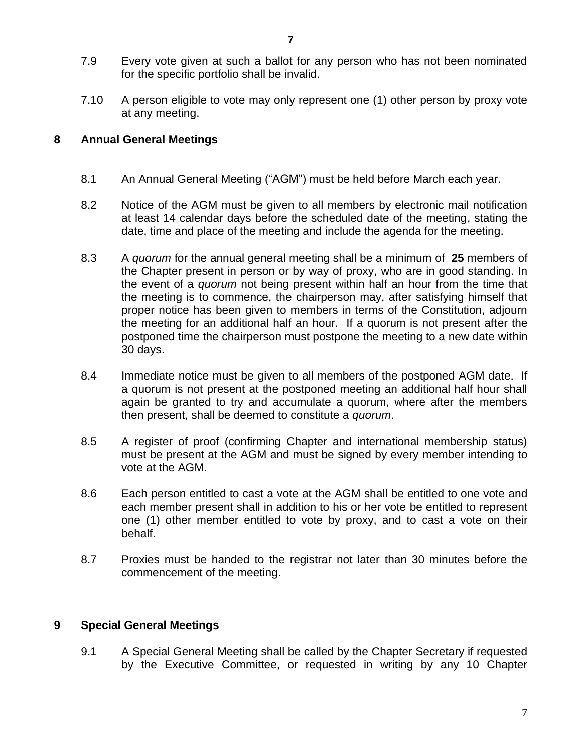7.9 Every vote given at such a ballot for any person who has not been nominated for the specific portfolio shall be invalid.

7.10 A person eligible to vote may only represent one (1) other person by proxy vote at any meeting.

## 8 Annual General Meetings

8.1 An Annual General Meeting ("AGM") must be held before March each year.

8.2 Notice of the AGM must be given to all members by electronic mail notification at least 14 calendar days before the scheduled date of the meeting, stating the date, time and place of the meeting and include the agenda for the meeting.

8.3 A *quorum* for the annual general meeting shall be a minimum of **25** members of the Chapter present in person or by way of proxy, who are in good standing. In the event of a *quorum* not being present within half an hour from the time that the meeting is to commence, the chairperson may, after satisfying himself that proper notice has been given to members in terms of the Constitution, adjourn the meeting for an additional half an hour. If a quorum is not present after the postponed time the chairperson must postpone the meeting to a new date within 30 days.

8.4 Immediate notice must be given to all members of the postponed AGM date. If a quorum is not present at the postponed meeting an additional half hour shall again be granted to try and accumulate a quorum, where after the members then present, shall be deemed to constitute a *quorum*.

8.5 A register of proof (confirming Chapter and international membership status) must be present at the AGM and must be signed by every member intending to vote at the AGM.

8.6 Each person entitled to cast a vote at the AGM shall be entitled to one vote and each member present shall in addition to his or her vote be entitled to represent one (1) other member entitled to vote by proxy, and to cast a vote on their behalf.

8.7 Proxies must be handed to the registrar not later than 30 minutes before the commencement of the meeting.

## 9 Special General Meetings

9.1 A Special General Meeting shall be called by the Chapter Secretary if requested by the Executive Committee, or requested in writing by any 10 Chapter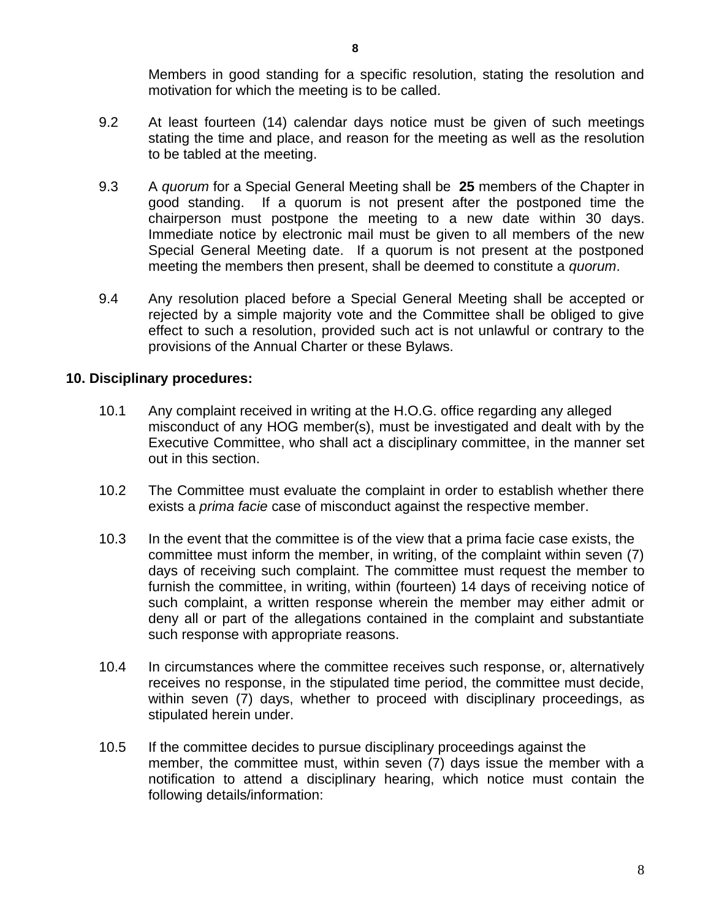Members in good standing for a specific resolution, stating the resolution and motivation for which the meeting is to be called.

9.2 At least fourteen (14) calendar days notice must be given of such meetings stating the time and place, and reason for the meeting as well as the resolution to be tabled at the meeting.

9.3 A *quorum* for a Special General Meeting shall be **25** members of the Chapter in good standing. If a quorum is not present after the postponed time the chairperson must postpone the meeting to a new date within 30 days. Immediate notice by electronic mail must be given to all members of the new Special General Meeting date. If a quorum is not present at the postponed meeting the members then present, shall be deemed to constitute a *quorum*.

9.4 Any resolution placed before a Special General Meeting shall be accepted or rejected by a simple majority vote and the Committee shall be obliged to give effect to such a resolution, provided such act is not unlawful or contrary to the provisions of the Annual Charter or these Bylaws.

## 10. Disciplinary procedures:

10.1 Any complaint received in writing at the H.O.G. office regarding any alleged misconduct of any HOG member(s), must be investigated and dealt with by the Executive Committee, who shall act a disciplinary committee, in the manner set out in this section.

10.2 The Committee must evaluate the complaint in order to establish whether there exists a *prima facie* case of misconduct against the respective member.

10.3 In the event that the committee is of the view that a prima facie case exists, the committee must inform the member, in writing, of the complaint within seven (7) days of receiving such complaint. The committee must request the member to furnish the committee, in writing, within (fourteen) 14 days of receiving notice of such complaint, a written response wherein the member may either admit or deny all or part of the allegations contained in the complaint and substantiate such response with appropriate reasons.

10.4 In circumstances where the committee receives such response, or, alternatively receives no response, in the stipulated time period, the committee must decide, within seven (7) days, whether to proceed with disciplinary proceedings, as stipulated herein under.

10.5 If the committee decides to pursue disciplinary proceedings against the member, the committee must, within seven (7) days issue the member with a notification to attend a disciplinary hearing, which notice must contain the following details/information: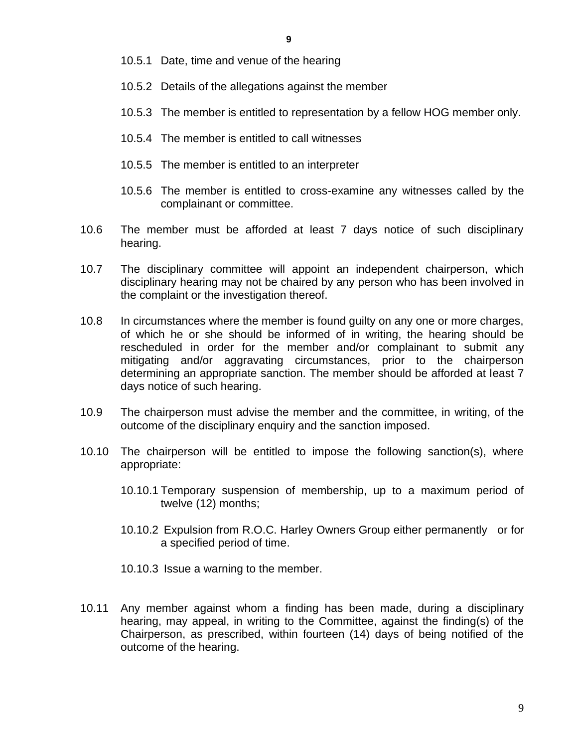10.5.1 Date, time and venue of the hearing

10.5.2 Details of the allegations against the member

10.5.3 The member is entitled to representation by a fellow HOG member only.

10.5.4 The member is entitled to call witnesses

10.5.5 The member is entitled to an interpreter

10.5.6 The member is entitled to cross-examine any witnesses called by the complainant or committee.

10.6 The member must be afforded at least 7 days notice of such disciplinary hearing.

10.7 The disciplinary committee will appoint an independent chairperson, which disciplinary hearing may not be chaired by any person who has been involved in the complaint or the investigation thereof.

10.8 In circumstances where the member is found guilty on any one or more charges, of which he or she should be informed of in writing, the hearing should be rescheduled in order for the member and/or complainant to submit any mitigating and/or aggravating circumstances, prior to the chairperson determining an appropriate sanction. The member should be afforded at least 7 days notice of such hearing.

10.9 The chairperson must advise the member and the committee, in writing, of the outcome of the disciplinary enquiry and the sanction imposed.

10.10 The chairperson will be entitled to impose the following sanction(s), where appropriate:

10.10.1 Temporary suspension of membership, up to a maximum period of twelve (12) months;

10.10.2 Expulsion from R.O.C. Harley Owners Group either permanently or for a specified period of time.

10.10.3 Issue a warning to the member.

10.11 Any member against whom a finding has been made, during a disciplinary hearing, may appeal, in writing to the Committee, against the finding(s) of the Chairperson, as prescribed, within fourteen (14) days of being notified of the outcome of the hearing.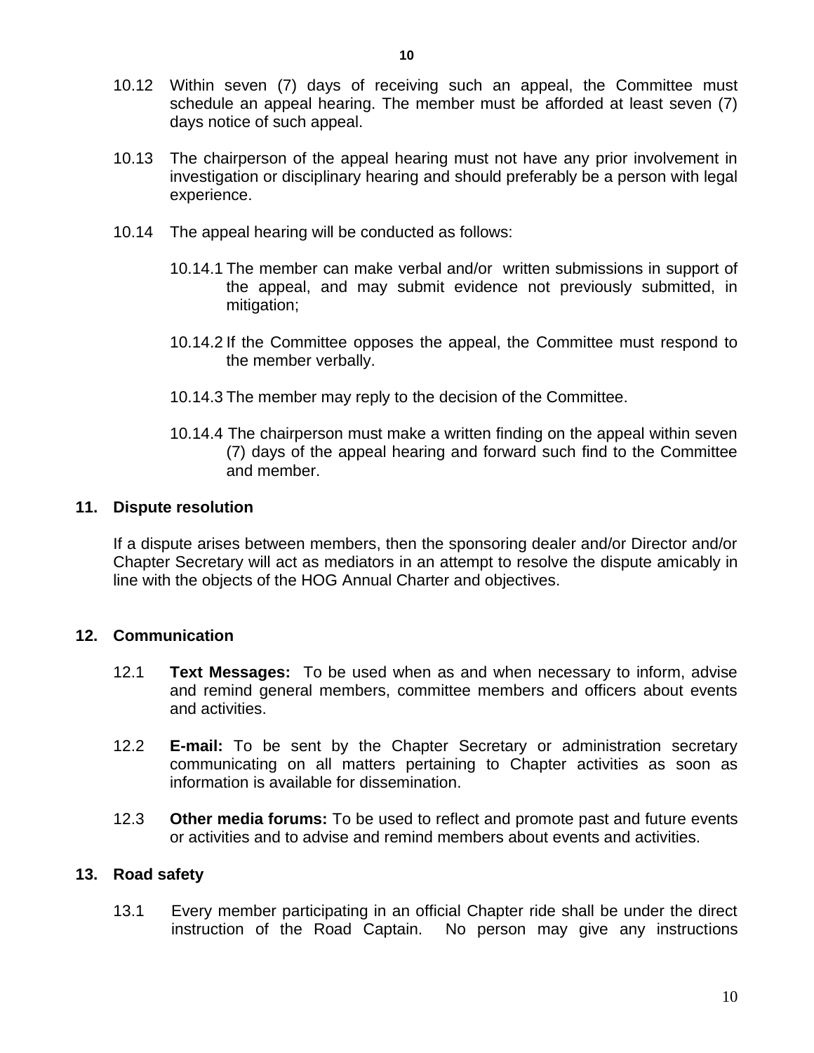10.12 Within seven (7) days of receiving such an appeal, the Committee must schedule an appeal hearing. The member must be afforded at least seven (7) days notice of such appeal.

10.13 The chairperson of the appeal hearing must not have any prior involvement in investigation or disciplinary hearing and should preferably be a person with legal experience.

10.14 The appeal hearing will be conducted as follows:

10.14.1 The member can make verbal and/or written submissions in support of the appeal, and may submit evidence not previously submitted, in mitigation;

10.14.2 If the Committee opposes the appeal, the Committee must respond to the member verbally.

10.14.3 The member may reply to the decision of the Committee.

10.14.4 The chairperson must make a written finding on the appeal within seven (7) days of the appeal hearing and forward such find to the Committee and member.

## 11. Dispute resolution

If a dispute arises between members, then the sponsoring dealer and/or Director and/or Chapter Secretary will act as mediators in an attempt to resolve the dispute amicably in line with the objects of the HOG Annual Charter and objectives.

## 12. Communication

12.1 **Text Messages:** To be used when as and when necessary to inform, advise and remind general members, committee members and officers about events and activities.

12.2 **E-mail:** To be sent by the Chapter Secretary or administration secretary communicating on all matters pertaining to Chapter activities as soon as information is available for dissemination.

12.3 **Other media forums:** To be used to reflect and promote past and future events or activities and to advise and remind members about events and activities.

## 13. Road safety

13.1 Every member participating in an official Chapter ride shall be under the direct instruction of the Road Captain. No person may give any instructions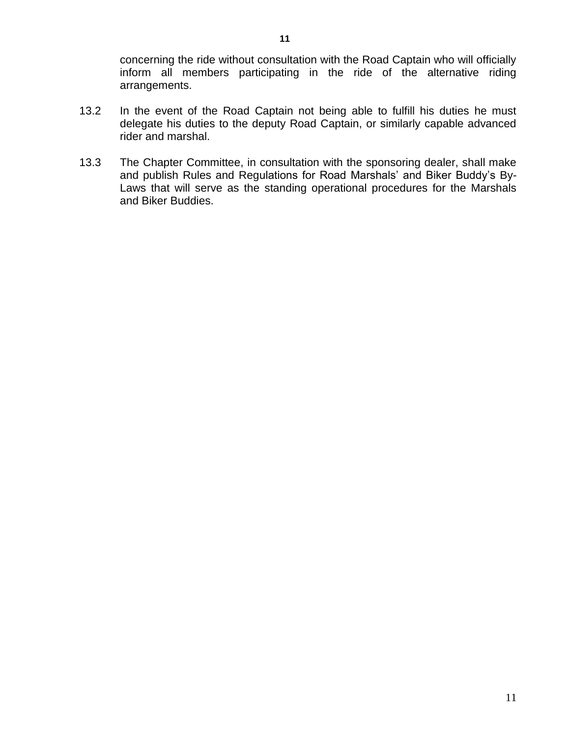concerning the ride without consultation with the Road Captain who will officially inform all members participating in the ride of the alternative riding arrangements.

13.2 In the event of the Road Captain not being able to fulfill his duties he must delegate his duties to the deputy Road Captain, or similarly capable advanced rider and marshal.

13.3 The Chapter Committee, in consultation with the sponsoring dealer, shall make and publish Rules and Regulations for Road Marshals' and Biker Buddy's By-Laws that will serve as the standing operational procedures for the Marshals and Biker Buddies.